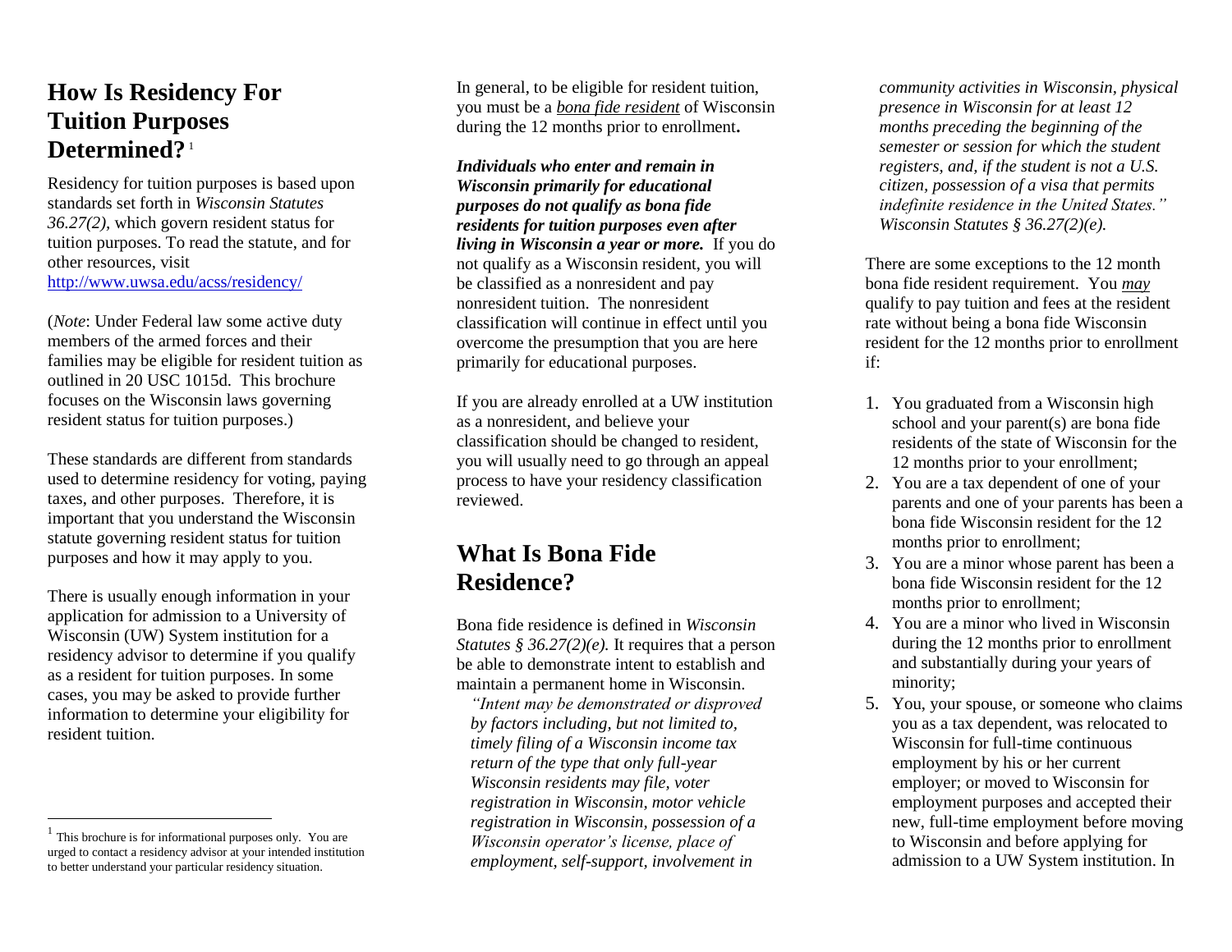## How Is Residency For Tuition Purposes Determined?[1]

Residency for tuition purposes is based upon standards set forth in *Wisconsin Statutes 36.27(2)*, which govern resident status for tuition purposes. To read the statute, and for other resources, visit http://www.uwsa.edu/acss/residency/

(*Note*: Under Federal law some active duty members of the armed forces and their families may be eligible for resident tuition as outlined in 20 USC 1015d. This brochure focuses on the Wisconsin laws governing resident status for tuition purposes.)

These standards are different from standards used to determine residency for voting, paying taxes, and other purposes. Therefore, it is important that you understand the Wisconsin statute governing resident status for tuition purposes and how it may apply to you.

There is usually enough information in your application for admission to a University of Wisconsin (UW) System institution for a residency advisor to determine if you qualify as a resident for tuition purposes. In some cases, you may be asked to provide further information to determine your eligibility for resident tuition.

[1] This brochure is for informational purposes only. You are urged to contact a residency advisor at your intended institution to better understand your particular residency situation.

In general, to be eligible for resident tuition, you must be a bona fide resident of Wisconsin during the 12 months prior to enrollment**.**

***Individuals who enter and remain in Wisconsin primarily for educational purposes do not qualify as bona fide residents for tuition purposes even after living in Wisconsin a year or more.*** If you do not qualify as a Wisconsin resident, you will be classified as a nonresident and pay nonresident tuition. The nonresident classification will continue in effect until you overcome the presumption that you are here primarily for educational purposes.

If you are already enrolled at a UW institution as a nonresident, and believe your classification should be changed to resident, you will usually need to go through an appeal process to have your residency classification reviewed.

## What Is Bona Fide Residence?

Bona fide residence is defined in *Wisconsin Statutes § 36.27(2)(e).* It requires that a person be able to demonstrate intent to establish and maintain a permanent home in Wisconsin.

> *"Intent may be demonstrated or disproved by factors including, but not limited to, timely filing of a Wisconsin income tax return of the type that only full-year Wisconsin residents may file, voter registration in Wisconsin, motor vehicle registration in Wisconsin, possession of a Wisconsin operator's license, place of employment, self-support, involvement in community activities in Wisconsin, physical presence in Wisconsin for at least 12 months preceding the beginning of the semester or session for which the student registers, and, if the student is not a U.S. citizen, possession of a visa that permits indefinite residence in the United States." Wisconsin Statutes § 36.27(2)(e).*

There are some exceptions to the 12 month bona fide resident requirement. You *may* qualify to pay tuition and fees at the resident rate without being a bona fide Wisconsin resident for the 12 months prior to enrollment if:

1. You graduated from a Wisconsin high school and your parent(s) are bona fide residents of the state of Wisconsin for the 12 months prior to your enrollment;
2. You are a tax dependent of one of your parents and one of your parents has been a bona fide Wisconsin resident for the 12 months prior to enrollment;
3. You are a minor whose parent has been a bona fide Wisconsin resident for the 12 months prior to enrollment;
4. You are a minor who lived in Wisconsin during the 12 months prior to enrollment and substantially during your years of minority;
5. You, your spouse, or someone who claims you as a tax dependent, was relocated to Wisconsin for full-time continuous employment by his or her current employer; or moved to Wisconsin for employment purposes and accepted their new, full-time employment before moving to Wisconsin and before applying for admission to a UW System institution. In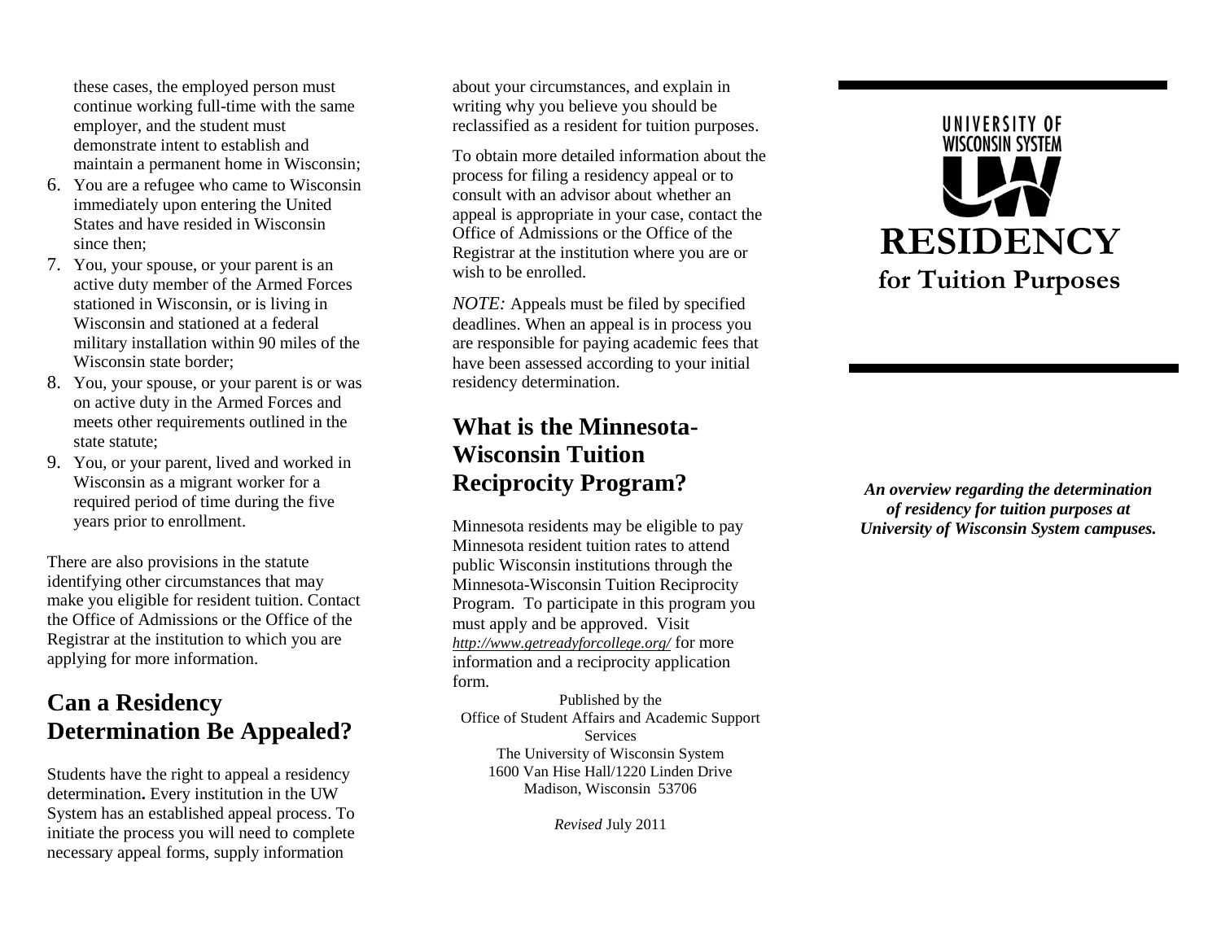these cases, the employed person must continue working full-time with the same employer, and the student must demonstrate intent to establish and maintain a permanent home in Wisconsin;

6. You are a refugee who came to Wisconsin immediately upon entering the United States and have resided in Wisconsin since then;
7. You, your spouse, or your parent is an active duty member of the Armed Forces stationed in Wisconsin, or is living in Wisconsin and stationed at a federal military installation within 90 miles of the Wisconsin state border;
8. You, your spouse, or your parent is or was on active duty in the Armed Forces and meets other requirements outlined in the state statute;
9. You, or your parent, lived and worked in Wisconsin as a migrant worker for a required period of time during the five years prior to enrollment.

There are also provisions in the statute identifying other circumstances that may make you eligible for resident tuition. Contact the Office of Admissions or the Office of the Registrar at the institution to which you are applying for more information.

## Can a Residency Determination Be Appealed?

Students have the right to appeal a residency determination**.** Every institution in the UW System has an established appeal process. To initiate the process you will need to complete necessary appeal forms, supply information about your circumstances, and explain in writing why you believe you should be reclassified as a resident for tuition purposes.

To obtain more detailed information about the process for filing a residency appeal or to consult with an advisor about whether an appeal is appropriate in your case, contact the Office of Admissions or the Office of the Registrar at the institution where you are or wish to be enrolled.

*NOTE:* Appeals must be filed by specified deadlines. When an appeal is in process you are responsible for paying academic fees that have been assessed according to your initial residency determination.

## What is the Minnesota-Wisconsin Tuition Reciprocity Program?

Minnesota residents may be eligible to pay Minnesota resident tuition rates to attend public Wisconsin institutions through the Minnesota-Wisconsin Tuition Reciprocity Program. To participate in this program you must apply and be approved. Visit *http://www.getreadyforcollege.org/* for more information and a reciprocity application form.

Published by the
Office of Student Affairs and Academic Support Services
The University of Wisconsin System
1600 Van Hise Hall/1220 Linden Drive
Madison, Wisconsin 53706

*Revised* July 2011

UNIVERSITY OF WISCONSIN SYSTEM

UW

# RESIDENCY

## for Tuition Purposes

***An overview regarding the determination of residency for tuition purposes at University of Wisconsin System campuses.***